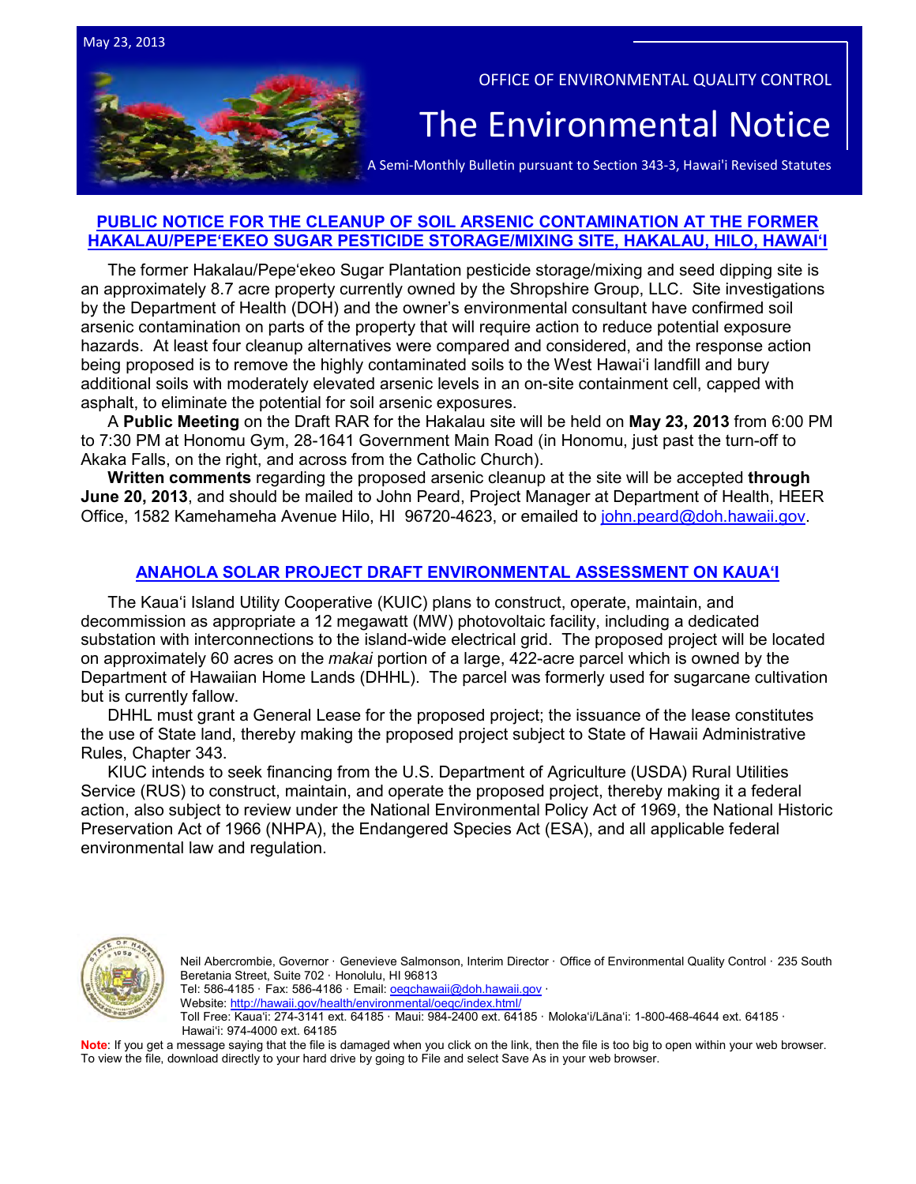May 23, 2013

OFFICE OF ENVIRONMENTAL QUALITY CONTROL

# The Environmental Notice

A Semi-Monthly Bulletin pursuant to Section 343-3, Hawai'i Revised Statutes

## PUBLIC NOTICE FOR THE CLEANUP OF SOIL ARSENIC CONTAMINATION AT THE FORMER HAKALAU/PEPEʻEKEO SUGAR PESTICIDE STORAGE/MIXING SITE, HAKALAU, HILO, HAWAIʻI

The former Hakalau/Pepeʻekeo Sugar Plantation pesticide storage/mixing and seed dipping site is an approximately 8.7 acre property currently owned by the Shropshire Group, LLC. Site investigations by the Department of Health (DOH) and the owner's environmental consultant have confirmed soil arsenic contamination on parts of the property that will require action to reduce potential exposure hazards. At least four cleanup alternatives were compared and considered, and the response action being proposed is to remove the highly contaminated soils to the West Hawaiʻi landfill and bury additional soils with moderately elevated arsenic levels in an on-site containment cell, capped with asphalt, to eliminate the potential for soil arsenic exposures.

A **Public Meeting** on the Draft RAR for the Hakalau site will be held on **May 23, 2013** from 6:00 PM to 7:30 PM at Honomu Gym, 28-1641 Government Main Road (in Honomu, just past the turn-off to Akaka Falls, on the right, and across from the Catholic Church).

**Written comments** regarding the proposed arsenic cleanup at the site will be accepted **through June 20, 2013**, and should be mailed to John Peard, Project Manager at Department of Health, HEER Office, 1582 Kamehameha Avenue Hilo, HI 96720-4623, or emailed to john.peard@doh.hawaii.gov.

## ANAHOLA SOLAR PROJECT DRAFT ENVIRONMENTAL ASSESSMENT ON KAUAʻI

The Kauaʻi Island Utility Cooperative (KUIC) plans to construct, operate, maintain, and decommission as appropriate a 12 megawatt (MW) photovoltaic facility, including a dedicated substation with interconnections to the island-wide electrical grid. The proposed project will be located on approximately 60 acres on the *makai* portion of a large, 422-acre parcel which is owned by the Department of Hawaiian Home Lands (DHHL). The parcel was formerly used for sugarcane cultivation but is currently fallow.

DHHL must grant a General Lease for the proposed project; the issuance of the lease constitutes the use of State land, thereby making the proposed project subject to State of Hawaii Administrative Rules, Chapter 343.

KIUC intends to seek financing from the U.S. Department of Agriculture (USDA) Rural Utilities Service (RUS) to construct, maintain, and operate the proposed project, thereby making it a federal action, also subject to review under the National Environmental Policy Act of 1969, the National Historic Preservation Act of 1966 (NHPA), the Endangered Species Act (ESA), and all applicable federal environmental law and regulation.

Neil Abercrombie, Governor · Genevieve Salmonson, Interim Director · Office of Environmental Quality Control · 235 South Beretania Street, Suite 702 · Honolulu, HI 96813
Tel: 586-4185 · Fax: 586-4186 · Email: oeqchawaii@doh.hawaii.gov ·
Website: http://hawaii.gov/health/environmental/oeqc/index.html/
Toll Free: Kauaʻi: 274-3141 ext. 64185 · Maui: 984-2400 ext. 64185 · Molokaʻi/Lānaʻi: 1-800-468-4644 ext. 64185 · Hawaiʻi: 974-4000 ext. 64185

**Note**: If you get a message saying that the file is damaged when you click on the link, then the file is too big to open within your web browser. To view the file, download directly to your hard drive by going to File and select Save As in your web browser.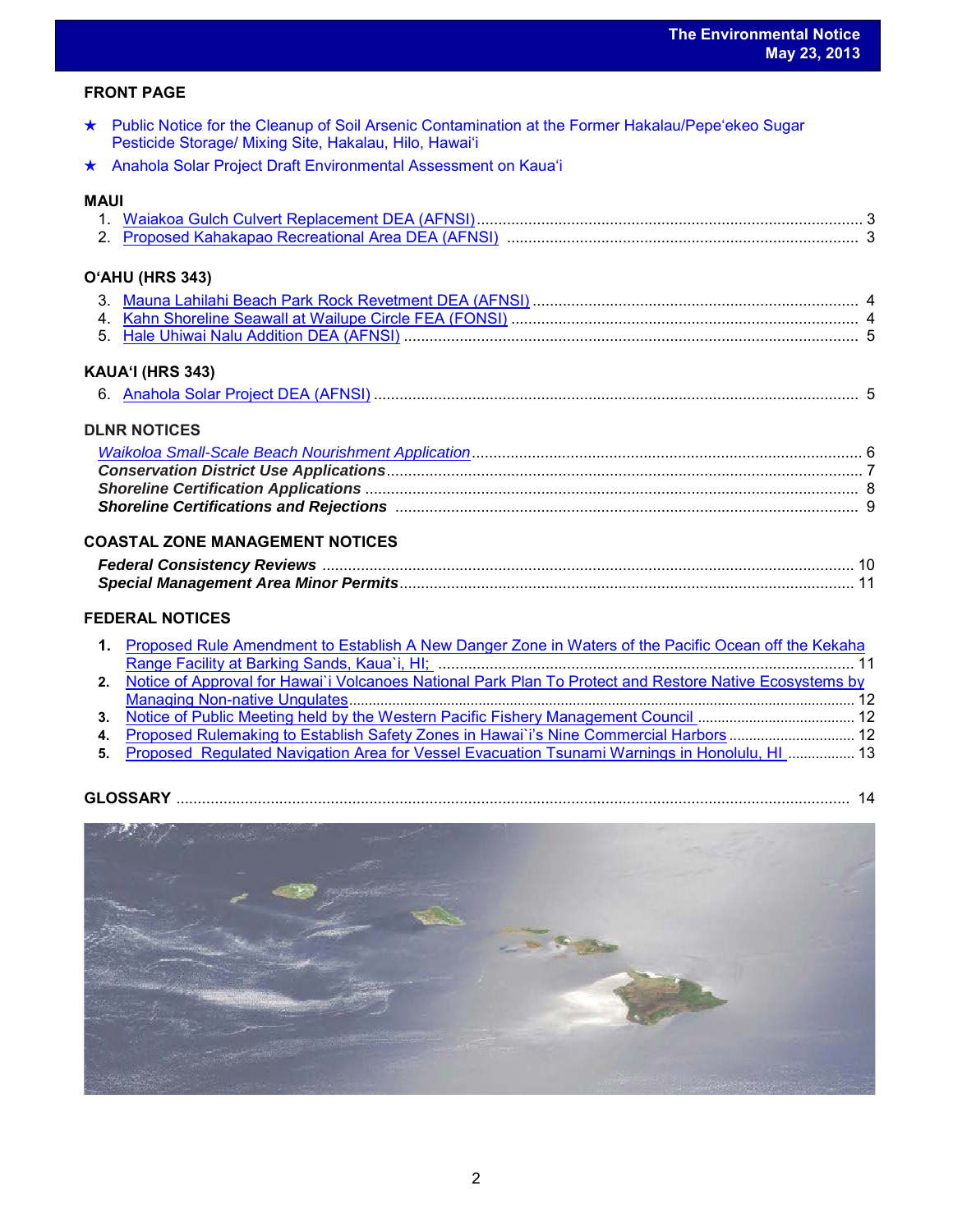## FRONT PAGE

- ★ Public Notice for the Cleanup of Soil Arsenic Contamination at the Former Hakalau/Pepe'ekeo Sugar Pesticide Storage/ Mixing Site, Hakalau, Hilo, Hawai'i
- ★ Anahola Solar Project Draft Environmental Assessment on Kaua'i

## MAUI

1. Waiakoa Gulch Culvert Replacement DEA (AFNSI) ........ 3
2. Proposed Kahakapao Recreational Area DEA (AFNSI) ........ 3

## O'AHU (HRS 343)

3. Mauna Lahilahi Beach Park Rock Revetment DEA (AFNSI) ........ 4
4. Kahn Shoreline Seawall at Wailupe Circle FEA (FONSI) ........ 4
5. Hale Uhiwai Nalu Addition DEA (AFNSI) ........ 5

## KAUA'I (HRS 343)

6. Anahola Solar Project DEA (AFNSI) ........ 5

## DLNR NOTICES

*Waikoloa Small-Scale Beach Nourishment Application* ........ 6
***Conservation District Use Applications*** ........ 7
***Shoreline Certification Applications*** ........ 8
***Shoreline Certifications and Rejections*** ........ 9

## COASTAL ZONE MANAGEMENT NOTICES

***Federal Consistency Reviews*** ........ 10
***Special Management Area Minor Permits*** ........ 11

## FEDERAL NOTICES

1. Proposed Rule Amendment to Establish A New Danger Zone in Waters of the Pacific Ocean off the Kekaha Range Facility at Barking Sands, Kaua`i, HI; ........ 11
2. Notice of Approval for Hawai`i Volcanoes National Park Plan To Protect and Restore Native Ecosystems by Managing Non-native Ungulates ........ 12
3. Notice of Public Meeting held by the Western Pacific Fishery Management Council ........ 12
4. Proposed Rulemaking to Establish Safety Zones in Hawai`i's Nine Commercial Harbors ........ 12
5. Proposed Regulated Navigation Area for Vessel Evacuation Tsunami Warnings in Honolulu, HI ........ 13

## GLOSSARY ........ 14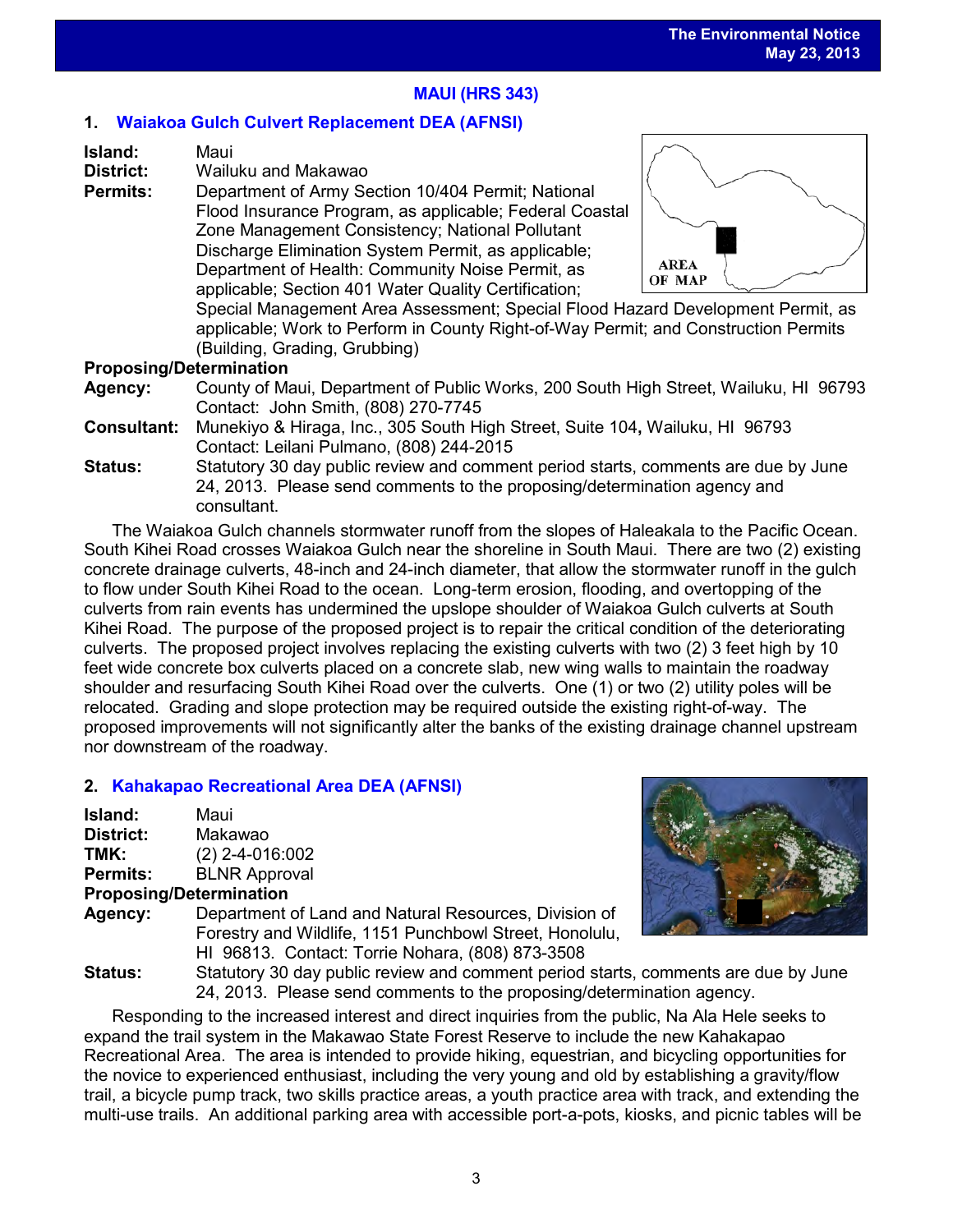## MAUI (HRS 343)

### 1. Waiakoa Gulch Culvert Replacement DEA (AFNSI)

**Island:** Maui
**District:** Wailuku and Makawao
**Permits:** Department of Army Section 10/404 Permit; National Flood Insurance Program, as applicable; Federal Coastal Zone Management Consistency; National Pollutant Discharge Elimination System Permit, as applicable; Department of Health: Community Noise Permit, as applicable; Section 401 Water Quality Certification; Special Management Area Assessment; Special Flood Hazard Development Permit, as applicable; Work to Perform in County Right-of-Way Permit; and Construction Permits (Building, Grading, Grubbing)

**Proposing/Determination**
**Agency:** County of Maui, Department of Public Works, 200 South High Street, Wailuku, HI 96793
Contact: John Smith, (808) 270-7745
**Consultant:** Munekiyo & Hiraga, Inc., 305 South High Street, Suite 104, Wailuku, HI 96793
Contact: Leilani Pulmano, (808) 244-2015
**Status:** Statutory 30 day public review and comment period starts, comments are due by June 24, 2013. Please send comments to the proposing/determination agency and consultant.

The Waiakoa Gulch channels stormwater runoff from the slopes of Haleakala to the Pacific Ocean. South Kihei Road crosses Waiakoa Gulch near the shoreline in South Maui. There are two (2) existing concrete drainage culverts, 48-inch and 24-inch diameter, that allow the stormwater runoff in the gulch to flow under South Kihei Road to the ocean. Long-term erosion, flooding, and overtopping of the culverts from rain events has undermined the upslope shoulder of Waiakoa Gulch culverts at South Kihei Road. The purpose of the proposed project is to repair the critical condition of the deteriorating culverts. The proposed project involves replacing the existing culverts with two (2) 3 feet high by 10 feet wide concrete box culverts placed on a concrete slab, new wing walls to maintain the roadway shoulder and resurfacing South Kihei Road over the culverts. One (1) or two (2) utility poles will be relocated. Grading and slope protection may be required outside the existing right-of-way. The proposed improvements will not significantly alter the banks of the existing drainage channel upstream nor downstream of the roadway.

### 2. Kahakapao Recreational Area DEA (AFNSI)

**Island:** Maui
**District:** Makawao
**TMK:** (2) 2-4-016:002
**Permits:** BLNR Approval

**Proposing/Determination**
**Agency:** Department of Land and Natural Resources, Division of Forestry and Wildlife, 1151 Punchbowl Street, Honolulu, HI 96813. Contact: Torrie Nohara, (808) 873-3508
**Status:** Statutory 30 day public review and comment period starts, comments are due by June 24, 2013. Please send comments to the proposing/determination agency.

Responding to the increased interest and direct inquiries from the public, Na Ala Hele seeks to expand the trail system in the Makawao State Forest Reserve to include the new Kahakapao Recreational Area. The area is intended to provide hiking, equestrian, and bicycling opportunities for the novice to experienced enthusiast, including the very young and old by establishing a gravity/flow trail, a bicycle pump track, two skills practice areas, a youth practice area with track, and extending the multi-use trails. An additional parking area with accessible port-a-pots, kiosks, and picnic tables will be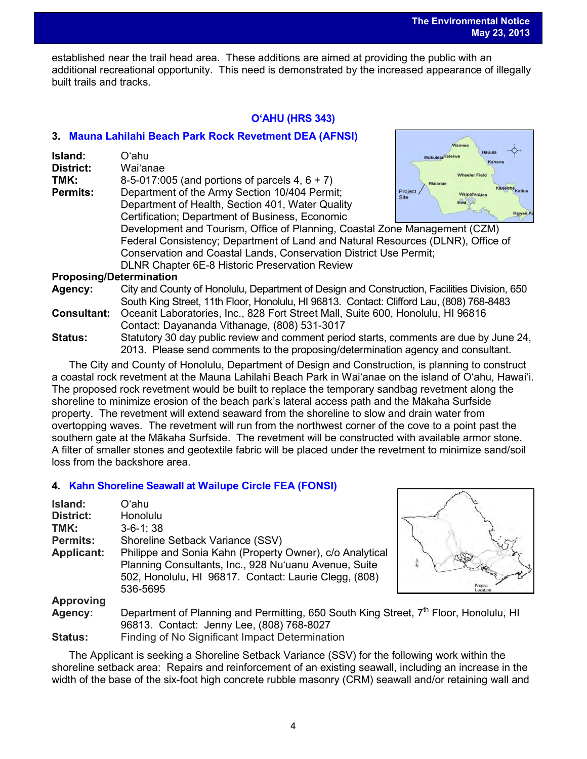established near the trail head area. These additions are aimed at providing the public with an additional recreational opportunity. This need is demonstrated by the increased appearance of illegally built trails and tracks.

## O'AHU (HRS 343)

### 3. Mauna Lahilahi Beach Park Rock Revetment DEA (AFNSI)

**Island:** O'ahu
**District:** Wai'anae
**TMK:** 8-5-017:005 (and portions of parcels 4, 6 + 7)
**Permits:** Department of the Army Section 10/404 Permit; Department of Health, Section 401, Water Quality Certification; Department of Business, Economic Development and Tourism, Office of Planning, Coastal Zone Management (CZM) Federal Consistency; Department of Land and Natural Resources (DLNR), Office of Conservation and Coastal Lands, Conservation District Use Permit; DLNR Chapter 6E-8 Historic Preservation Review

**Proposing/Determination Agency:** City and County of Honolulu, Department of Design and Construction, Facilities Division, 650 South King Street, 11th Floor, Honolulu, HI 96813. Contact: Clifford Lau, (808) 768-8483
**Consultant:** Oceanit Laboratories, Inc., 828 Fort Street Mall, Suite 600, Honolulu, HI 96816 Contact: Dayananda Vithanage, (808) 531-3017
**Status:** Statutory 30 day public review and comment period starts, comments are due by June 24, 2013. Please send comments to the proposing/determination agency and consultant.

The City and County of Honolulu, Department of Design and Construction, is planning to construct a coastal rock revetment at the Mauna Lahilahi Beach Park in Wai'anae on the island of O'ahu, Hawai'i. The proposed rock revetment would be built to replace the temporary sandbag revetment along the shoreline to minimize erosion of the beach park's lateral access path and the Mākaha Surfside property. The revetment will extend seaward from the shoreline to slow and drain water from overtopping waves. The revetment will run from the northwest corner of the cove to a point past the southern gate at the Mākaha Surfside. The revetment will be constructed with available armor stone. A filter of smaller stones and geotextile fabric will be placed under the revetment to minimize sand/soil loss from the backshore area.

### 4. Kahn Shoreline Seawall at Wailupe Circle FEA (FONSI)

**Island:** O'ahu
**District:** Honolulu
**TMK:** 3-6-1: 38
**Permits:** Shoreline Setback Variance (SSV)
**Applicant:** Philippe and Sonia Kahn (Property Owner), c/o Analytical Planning Consultants, Inc., 928 Nu'uanu Avenue, Suite 502, Honolulu, HI 96817. Contact: Laurie Clegg, (808) 536-5695
**Approving Agency:** Department of Planning and Permitting, 650 South King Street, 7th Floor, Honolulu, HI 96813. Contact: Jenny Lee, (808) 768-8027
**Status:** Finding of No Significant Impact Determination

The Applicant is seeking a Shoreline Setback Variance (SSV) for the following work within the shoreline setback area: Repairs and reinforcement of an existing seawall, including an increase in the width of the base of the six-foot high concrete rubble masonry (CRM) seawall and/or retaining wall and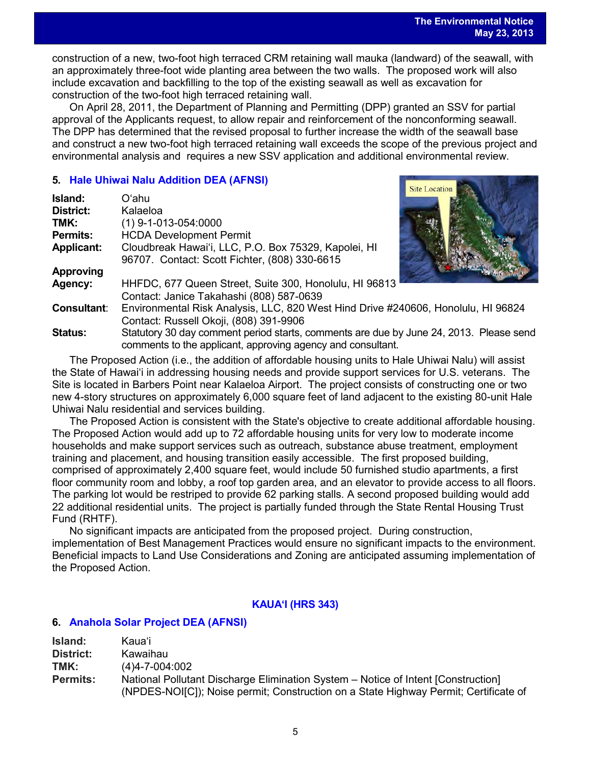construction of a new, two-foot high terraced CRM retaining wall mauka (landward) of the seawall, with an approximately three-foot wide planting area between the two walls. The proposed work will also include excavation and backfilling to the top of the existing seawall as well as excavation for construction of the two-foot high terraced retaining wall.

On April 28, 2011, the Department of Planning and Permitting (DPP) granted an SSV for partial approval of the Applicants request, to allow repair and reinforcement of the nonconforming seawall. The DPP has determined that the revised proposal to further increase the width of the seawall base and construct a new two-foot high terraced retaining wall exceeds the scope of the previous project and environmental analysis and requires a new SSV application and additional environmental review.

### 5. Hale Uhiwai Nalu Addition DEA (AFNSI)

**Island:** Oʻahu
**District:** Kalaeloa
**TMK:** (1) 9-1-013-054:0000
**Permits:** HCDA Development Permit
**Applicant:** Cloudbreak Hawaiʻi, LLC, P.O. Box 75329, Kapolei, HI 96707. Contact: Scott Fichter, (808) 330-6615
**Approving Agency:** HHFDC, 677 Queen Street, Suite 300, Honolulu, HI 96813 Contact: Janice Takahashi (808) 587-0639
**Consultant:** Environmental Risk Analysis, LLC, 820 West Hind Drive #240606, Honolulu, HI 96824 Contact: Russell Okoji, (808) 391-9906
**Status:** Statutory 30 day comment period starts, comments are due by June 24, 2013. Please send comments to the applicant, approving agency and consultant.

The Proposed Action (i.e., the addition of affordable housing units to Hale Uhiwai Nalu) will assist the State of Hawaiʻi in addressing housing needs and provide support services for U.S. veterans. The Site is located in Barbers Point near Kalaeloa Airport. The project consists of constructing one or two new 4-story structures on approximately 6,000 square feet of land adjacent to the existing 80-unit Hale Uhiwai Nalu residential and services building.

The Proposed Action is consistent with the State's objective to create additional affordable housing. The Proposed Action would add up to 72 affordable housing units for very low to moderate income households and make support services such as outreach, substance abuse treatment, employment training and placement, and housing transition easily accessible. The first proposed building, comprised of approximately 2,400 square feet, would include 50 furnished studio apartments, a first floor community room and lobby, a roof top garden area, and an elevator to provide access to all floors. The parking lot would be restriped to provide 62 parking stalls. A second proposed building would add 22 additional residential units. The project is partially funded through the State Rental Housing Trust Fund (RHTF).

No significant impacts are anticipated from the proposed project. During construction, implementation of Best Management Practices would ensure no significant impacts to the environment. Beneficial impacts to Land Use Considerations and Zoning are anticipated assuming implementation of the Proposed Action.

## KAUAʻI (HRS 343)

### 6. Anahola Solar Project DEA (AFNSI)

**Island:** Kauaʻi
**District:** Kawaihau
**TMK:** (4)4-7-004:002
**Permits:** National Pollutant Discharge Elimination System – Notice of Intent [Construction] (NPDES-NOI[C]); Noise permit; Construction on a State Highway Permit; Certificate of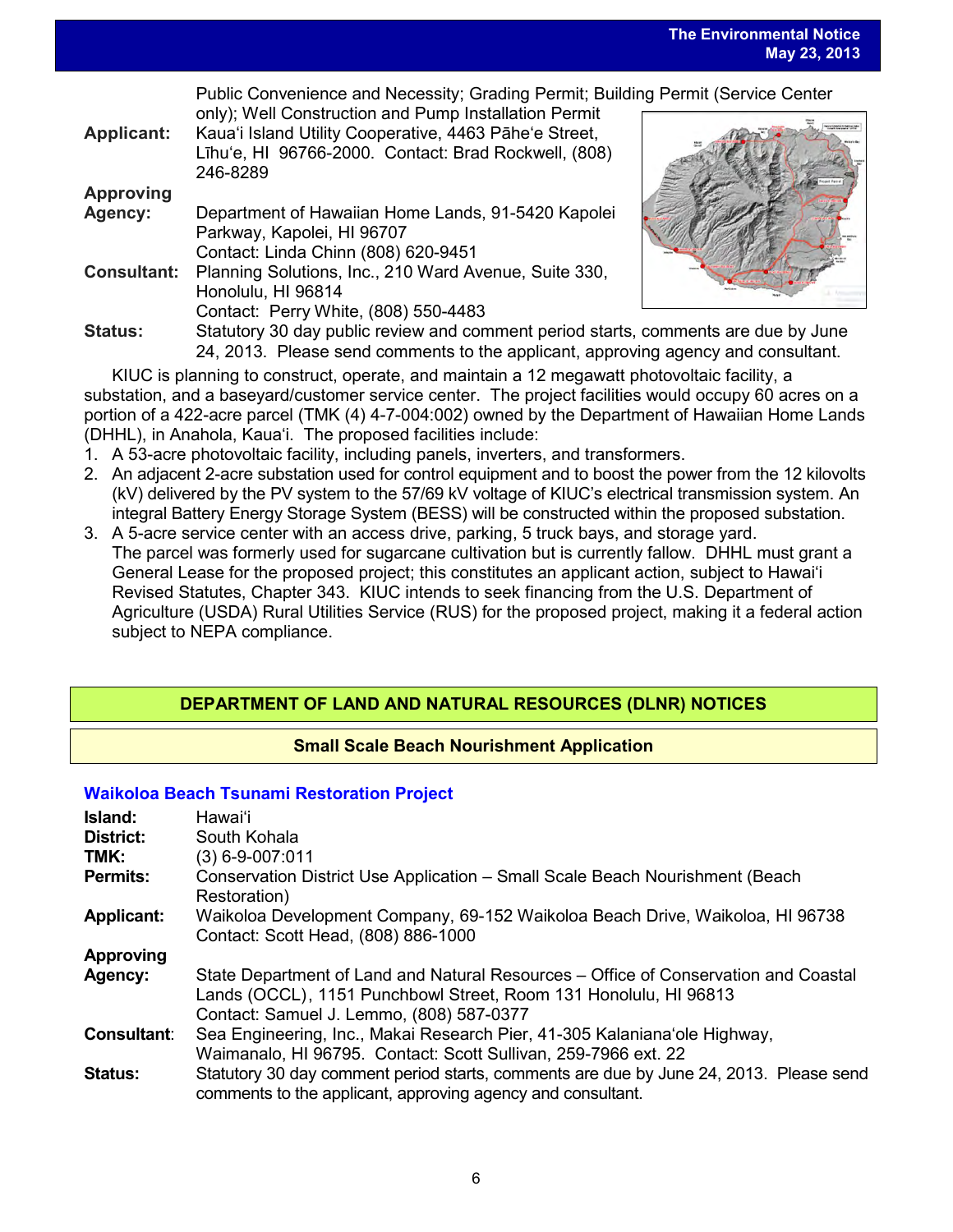Public Convenience and Necessity; Grading Permit; Building Permit (Service Center only); Well Construction and Pump Installation Permit

**Applicant:** Kaua'i Island Utility Cooperative, 4463 Pāhe'e Street, Līhu'e, HI 96766-2000. Contact: Brad Rockwell, (808) 246-8289

**Approving Agency:** Department of Hawaiian Home Lands, 91-5420 Kapolei Parkway, Kapolei, HI 96707
Contact: Linda Chinn (808) 620-9451

**Consultant:** Planning Solutions, Inc., 210 Ward Avenue, Suite 330, Honolulu, HI 96814
Contact: Perry White, (808) 550-4483

**Status:** Statutory 30 day public review and comment period starts, comments are due by June 24, 2013. Please send comments to the applicant, approving agency and consultant.

KIUC is planning to construct, operate, and maintain a 12 megawatt photovoltaic facility, a substation, and a baseyard/customer service center. The project facilities would occupy 60 acres on a portion of a 422-acre parcel (TMK (4) 4-7-004:002) owned by the Department of Hawaiian Home Lands (DHHL), in Anahola, Kaua'i. The proposed facilities include:

1. A 53-acre photovoltaic facility, including panels, inverters, and transformers.
2. An adjacent 2-acre substation used for control equipment and to boost the power from the 12 kilovolts (kV) delivered by the PV system to the 57/69 kV voltage of KIUC's electrical transmission system. An integral Battery Energy Storage System (BESS) will be constructed within the proposed substation.
3. A 5-acre service center with an access drive, parking, 5 truck bays, and storage yard.

The parcel was formerly used for sugarcane cultivation but is currently fallow. DHHL must grant a General Lease for the proposed project; this constitutes an applicant action, subject to Hawai'i Revised Statutes, Chapter 343. KIUC intends to seek financing from the U.S. Department of Agriculture (USDA) Rural Utilities Service (RUS) for the proposed project, making it a federal action subject to NEPA compliance.

## DEPARTMENT OF LAND AND NATURAL RESOURCES (DLNR) NOTICES

### Small Scale Beach Nourishment Application

#### Waikoloa Beach Tsunami Restoration Project

**Island:** Hawai'i

**District:** South Kohala

**TMK:** (3) 6-9-007:011

**Permits:** Conservation District Use Application – Small Scale Beach Nourishment (Beach Restoration)

**Applicant:** Waikoloa Development Company, 69-152 Waikoloa Beach Drive, Waikoloa, HI 96738
Contact: Scott Head, (808) 886-1000

**Approving Agency:** State Department of Land and Natural Resources – Office of Conservation and Coastal Lands (OCCL), 1151 Punchbowl Street, Room 131 Honolulu, HI 96813
Contact: Samuel J. Lemmo, (808) 587-0377

**Consultant:** Sea Engineering, Inc., Makai Research Pier, 41-305 Kalaniana'ole Highway, Waimanalo, HI 96795. Contact: Scott Sullivan, 259-7966 ext. 22

**Status:** Statutory 30 day comment period starts, comments are due by June 24, 2013. Please send comments to the applicant, approving agency and consultant.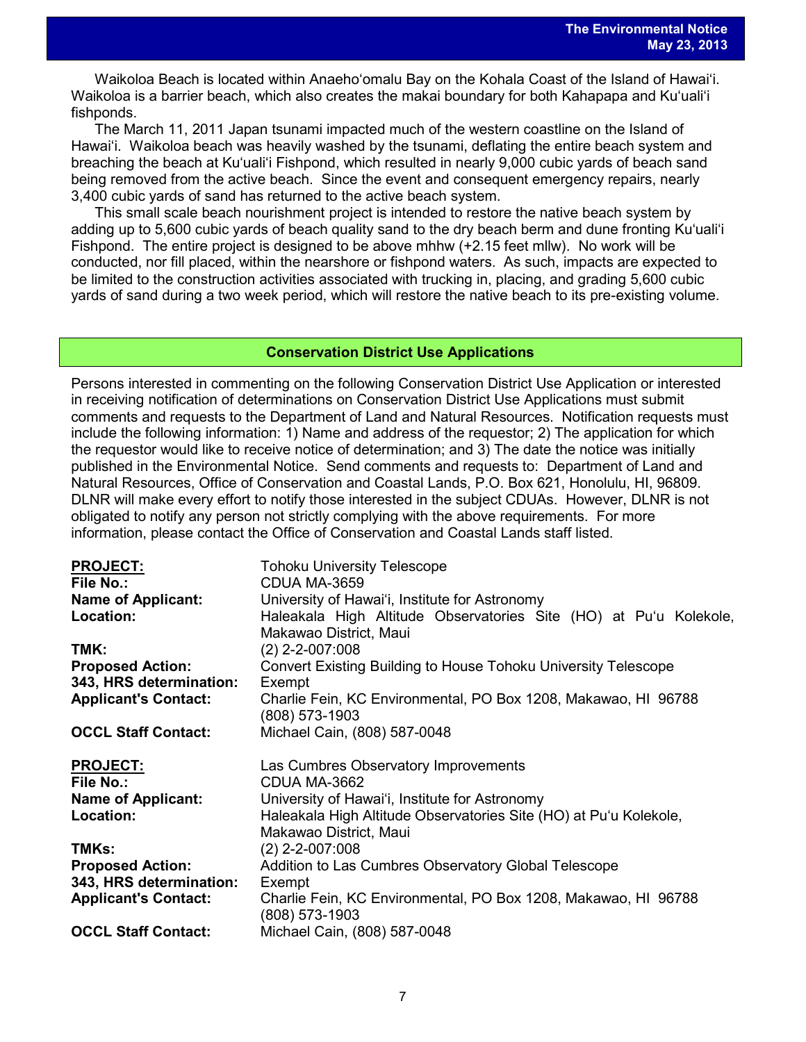Waikoloa Beach is located within Anaehoʻomalu Bay on the Kohala Coast of the Island of Hawaiʻi. Waikoloa is a barrier beach, which also creates the makai boundary for both Kahapapa and Kuʻualiʻi fishponds.

The March 11, 2011 Japan tsunami impacted much of the western coastline on the Island of Hawaiʻi. Waikoloa beach was heavily washed by the tsunami, deflating the entire beach system and breaching the beach at Kuʻualiʻi Fishpond, which resulted in nearly 9,000 cubic yards of beach sand being removed from the active beach. Since the event and consequent emergency repairs, nearly 3,400 cubic yards of sand has returned to the active beach system.

This small scale beach nourishment project is intended to restore the native beach system by adding up to 5,600 cubic yards of beach quality sand to the dry beach berm and dune fronting Kuʻualiʻi Fishpond. The entire project is designed to be above mhhw (+2.15 feet mllw). No work will be conducted, nor fill placed, within the nearshore or fishpond waters. As such, impacts are expected to be limited to the construction activities associated with trucking in, placing, and grading 5,600 cubic yards of sand during a two week period, which will restore the native beach to its pre-existing volume.

## Conservation District Use Applications

Persons interested in commenting on the following Conservation District Use Application or interested in receiving notification of determinations on Conservation District Use Applications must submit comments and requests to the Department of Land and Natural Resources. Notification requests must include the following information: 1) Name and address of the requestor; 2) The application for which the requestor would like to receive notice of determination; and 3) The date the notice was initially published in the Environmental Notice. Send comments and requests to: Department of Land and Natural Resources, Office of Conservation and Coastal Lands, P.O. Box 621, Honolulu, HI, 96809. DLNR will make every effort to notify those interested in the subject CDUAs. However, DLNR is not obligated to notify any person not strictly complying with the above requirements. For more information, please contact the Office of Conservation and Coastal Lands staff listed.

**PROJECT:** Tohoku University Telescope
**File No.:** CDUA MA-3659
**Name of Applicant:** University of Hawaiʻi, Institute for Astronomy
**Location:** Haleakala High Altitude Observatories Site (HO) at Puʻu Kolekole, Makawao District, Maui
**TMK:** (2) 2-2-007:008
**Proposed Action:** Convert Existing Building to House Tohoku University Telescope
**343, HRS determination:** Exempt
**Applicant's Contact:** Charlie Fein, KC Environmental, PO Box 1208, Makawao, HI 96788 (808) 573-1903
**OCCL Staff Contact:** Michael Cain, (808) 587-0048

**PROJECT:** Las Cumbres Observatory Improvements
**File No.:** CDUA MA-3662
**Name of Applicant:** University of Hawaiʻi, Institute for Astronomy
**Location:** Haleakala High Altitude Observatories Site (HO) at Puʻu Kolekole, Makawao District, Maui
**TMKs:** (2) 2-2-007:008
**Proposed Action:** Addition to Las Cumbres Observatory Global Telescope
**343, HRS determination:** Exempt
**Applicant's Contact:** Charlie Fein, KC Environmental, PO Box 1208, Makawao, HI 96788 (808) 573-1903
**OCCL Staff Contact:** Michael Cain, (808) 587-0048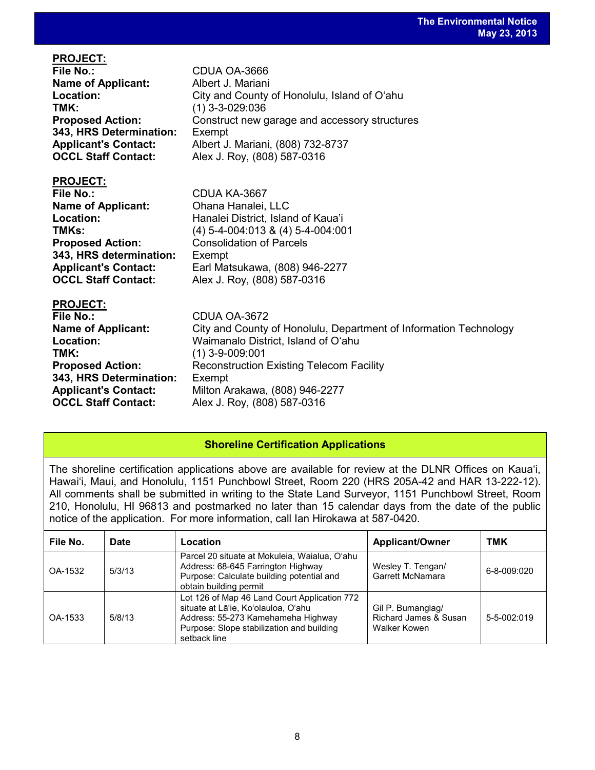**PROJECT:**

**File No.:** CDUA OA-3666
**Name of Applicant:** Albert J. Mariani
**Location:** City and County of Honolulu, Island of O'ahu
**TMK:** (1) 3-3-029:036
**Proposed Action:** Construct new garage and accessory structures
**343, HRS Determination:** Exempt
**Applicant's Contact:** Albert J. Mariani, (808) 732-8737
**OCCL Staff Contact:** Alex J. Roy, (808) 587-0316

**PROJECT:**

**File No.:** CDUA KA-3667
**Name of Applicant:** Ohana Hanalei, LLC
**Location:** Hanalei District, Island of Kaua'i
**TMKs:** (4) 5-4-004:013 & (4) 5-4-004:001
**Proposed Action:** Consolidation of Parcels
**343, HRS determination:** Exempt
**Applicant's Contact:** Earl Matsukawa, (808) 946-2277
**OCCL Staff Contact:** Alex J. Roy, (808) 587-0316

**PROJECT:**

**File No.:** CDUA OA-3672
**Name of Applicant:** City and County of Honolulu, Department of Information Technology
**Location:** Waimanalo District, Island of O'ahu
**TMK:** (1) 3-9-009:001
**Proposed Action:** Reconstruction Existing Telecom Facility
**343, HRS Determination:** Exempt
**Applicant's Contact:** Milton Arakawa, (808) 946-2277
**OCCL Staff Contact:** Alex J. Roy, (808) 587-0316

## Shoreline Certification Applications

The shoreline certification applications above are available for review at the DLNR Offices on Kaua'i, Hawai'i, Maui, and Honolulu, 1151 Punchbowl Street, Room 220 (HRS 205A-42 and HAR 13-222-12). All comments shall be submitted in writing to the State Land Surveyor, 1151 Punchbowl Street, Room 210, Honolulu, HI 96813 and postmarked no later than 15 calendar days from the date of the public notice of the application. For more information, call Ian Hirokawa at 587-0420.

| File No. | Date | Location | Applicant/Owner | TMK |
|---|---|---|---|---|
| OA-1532 | 5/3/13 | Parcel 20 situate at Mokuleia, Waialua, O'ahu Address: 68-645 Farrington Highway Purpose: Calculate building potential and obtain building permit | Wesley T. Tengan/ Garrett McNamara | 6-8-009:020 |
| OA-1533 | 5/8/13 | Lot 126 of Map 46 Land Court Application 772 situate at Lā'ie, Ko'olauloa, O'ahu Address: 55-273 Kamehameha Highway Purpose: Slope stabilization and building setback line | Gil P. Bumanglag/ Richard James & Susan Walker Kowen | 5-5-002:019 |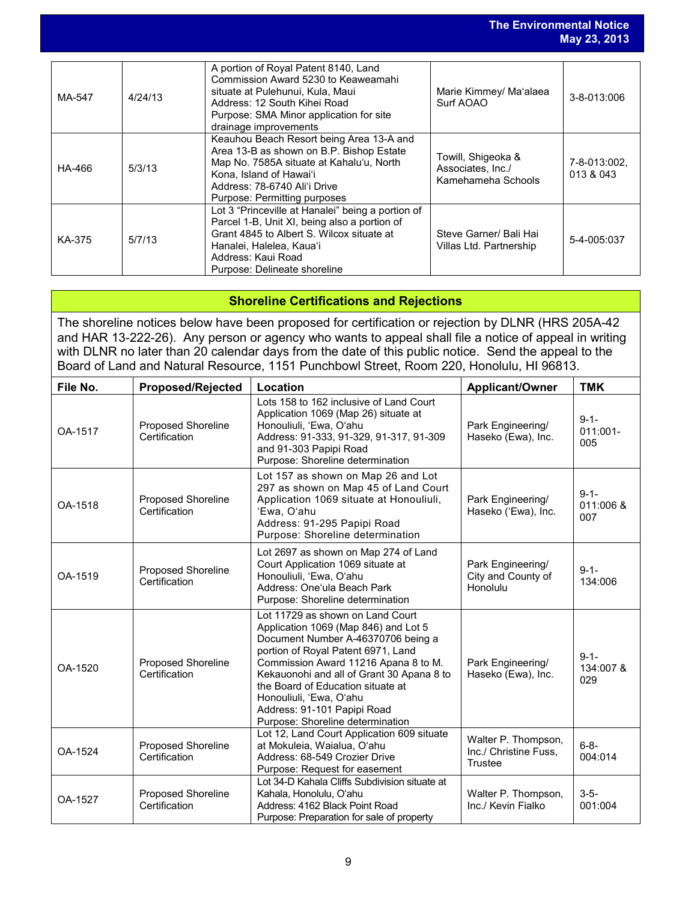| | | | | |
|---|---|---|---|---|
| MA-547 | 4/24/13 | A portion of Royal Patent 8140, Land Commission Award 5230 to Keaweamahi situate at Pulehunui, Kula, Maui<br>Address: 12 South Kihei Road<br>Purpose: SMA Minor application for site drainage improvements | Marie Kimmey/ Ma'alaea Surf AOAO | 3-8-013:006 |
| HA-466 | 5/3/13 | Keauhou Beach Resort being Area 13-A and Area 13-B as shown on B.P. Bishop Estate Map No. 7585A situate at Kahalu'u, North Kona, Island of Hawai'i<br>Address: 78-6740 Ali'i Drive<br>Purpose: Permitting purposes | Towill, Shigeoka & Associates, Inc./ Kamehameha Schools | 7-8-013:002, 013 & 043 |
| KA-375 | 5/7/13 | Lot 3 "Princeville at Hanalei" being a portion of Parcel 1-B, Unit XI, being also a portion of Grant 4845 to Albert S. Wilcox situate at Hanalei, Halelea, Kaua'i<br>Address: Kaui Road<br>Purpose: Delineate shoreline | Steve Garner/ Bali Hai Villas Ltd. Partnership | 5-4-005:037 |

## Shoreline Certifications and Rejections

The shoreline notices below have been proposed for certification or rejection by DLNR (HRS 205A-42 and HAR 13-222-26). Any person or agency who wants to appeal shall file a notice of appeal in writing with DLNR no later than 20 calendar days from the date of this public notice. Send the appeal to the Board of Land and Natural Resource, 1151 Punchbowl Street, Room 220, Honolulu, HI 96813.

| File No. | Proposed/Rejected | Location | Applicant/Owner | TMK |
|---|---|---|---|---|
| OA-1517 | Proposed Shoreline Certification | Lots 158 to 162 inclusive of Land Court Application 1069 (Map 26) situate at Honouliuli, 'Ewa, O'ahu<br>Address: 91-333, 91-329, 91-317, 91-309 and 91-303 Papipi Road<br>Purpose: Shoreline determination | Park Engineering/ Haseko (Ewa), Inc. | 9-1-011:001-005 |
| OA-1518 | Proposed Shoreline Certification | Lot 157 as shown on Map 26 and Lot 297 as shown on Map 45 of Land Court Application 1069 situate at Honouliuli, 'Ewa, O'ahu<br>Address: 91-295 Papipi Road<br>Purpose: Shoreline determination | Park Engineering/ Haseko ('Ewa), Inc. | 9-1-011:006 & 007 |
| OA-1519 | Proposed Shoreline Certification | Lot 2697 as shown on Map 274 of Land Court Application 1069 situate at Honouliuli, 'Ewa, O'ahu<br>Address: One'ula Beach Park<br>Purpose: Shoreline determination | Park Engineering/ City and County of Honolulu | 9-1-134:006 |
| OA-1520 | Proposed Shoreline Certification | Lot 11729 as shown on Land Court Application 1069 (Map 846) and Lot 5 Document Number A-46370706 being a portion of Royal Patent 6971, Land Commission Award 11216 Apana 8 to M. Kekauonohi and all of Grant 30 Apana 8 to the Board of Education situate at Honouliuli, 'Ewa, O'ahu<br>Address: 91-101 Papipi Road<br>Purpose: Shoreline determination | Park Engineering/ Haseko (Ewa), Inc. | 9-1-134:007 & 029 |
| OA-1524 | Proposed Shoreline Certification | Lot 12, Land Court Application 609 situate at Mokuleia, Waialua, O'ahu<br>Address: 68-549 Crozier Drive<br>Purpose: Request for easement | Walter P. Thompson, Inc./ Christine Fuss, Trustee | 6-8-004:014 |
| OA-1527 | Proposed Shoreline Certification | Lot 34-D Kahala Cliffs Subdivision situate at Kahala, Honolulu, O'ahu<br>Address: 4162 Black Point Road<br>Purpose: Preparation for sale of property | Walter P. Thompson, Inc./ Kevin Fialko | 3-5-001:004 |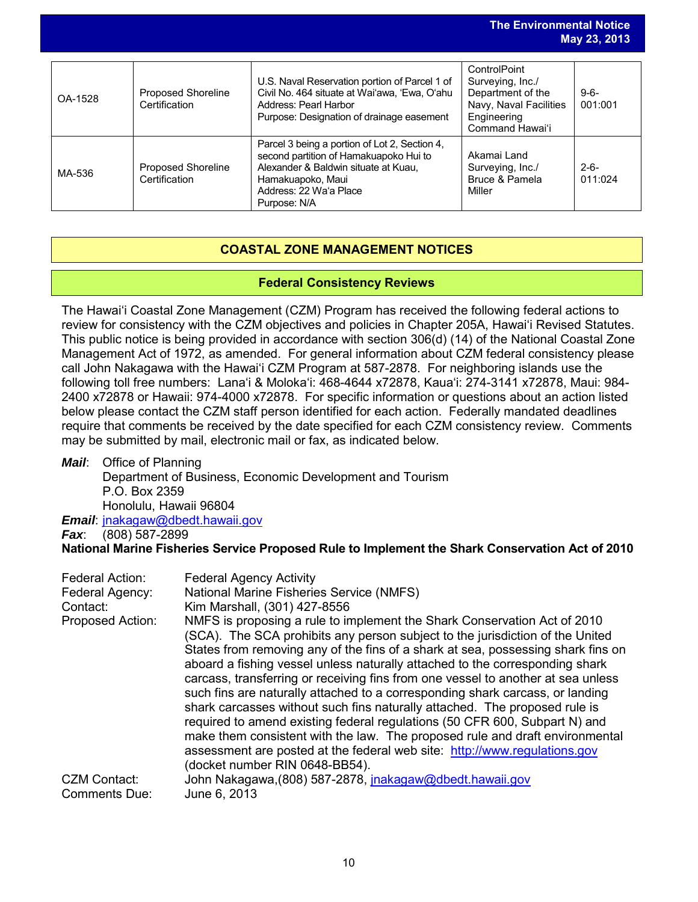| OA-1528 | Proposed Shoreline Certification | U.S. Naval Reservation portion of Parcel 1 of Civil No. 464 situate at Waiʻawa, ʻEwa, Oʻahu<br>Address: Pearl Harbor<br>Purpose: Designation of drainage easement | ControlPoint Surveying, Inc./ Department of the Navy, Naval Facilities Engineering Command Hawaiʻi | 9-6-001:001 |
|---|---|---|---|---|
| MA-536 | Proposed Shoreline Certification | Parcel 3 being a portion of Lot 2, Section 4, second partition of Hamakuapoko Hui to Alexander & Baldwin situate at Kuau, Hamakuapoko, Maui<br>Address: 22 Waʻa Place<br>Purpose: N/A | Akamai Land Surveying, Inc./ Bruce & Pamela Miller | 2-6-011:024 |

## COASTAL ZONE MANAGEMENT NOTICES

### Federal Consistency Reviews

The Hawaiʻi Coastal Zone Management (CZM) Program has received the following federal actions to review for consistency with the CZM objectives and policies in Chapter 205A, Hawaiʻi Revised Statutes. This public notice is being provided in accordance with section 306(d) (14) of the National Coastal Zone Management Act of 1972, as amended. For general information about CZM federal consistency please call John Nakagawa with the Hawaiʻi CZM Program at 587-2878. For neighboring islands use the following toll free numbers: Lanaʻi & Molokaʻi: 468-4644 x72878, Kauaʻi: 274-3141 x72878, Maui: 984-2400 x72878 or Hawaii: 974-4000 x72878. For specific information or questions about an action listed below please contact the CZM staff person identified for each action. Federally mandated deadlines require that comments be received by the date specified for each CZM consistency review. Comments may be submitted by mail, electronic mail or fax, as indicated below.

***Mail***: Office of Planning
Department of Business, Economic Development and Tourism
P.O. Box 2359
Honolulu, Hawaii 96804
***Email***: jnakagaw@dbedt.hawaii.gov
***Fax***: (808) 587-2899

**National Marine Fisheries Service Proposed Rule to Implement the Shark Conservation Act of 2010**

Federal Action: Federal Agency Activity
Federal Agency: National Marine Fisheries Service (NMFS)
Contact: Kim Marshall, (301) 427-8556
Proposed Action: NMFS is proposing a rule to implement the Shark Conservation Act of 2010 (SCA). The SCA prohibits any person subject to the jurisdiction of the United States from removing any of the fins of a shark at sea, possessing shark fins on aboard a fishing vessel unless naturally attached to the corresponding shark carcass, transferring or receiving fins from one vessel to another at sea unless such fins are naturally attached to a corresponding shark carcass, or landing shark carcasses without such fins naturally attached. The proposed rule is required to amend existing federal regulations (50 CFR 600, Subpart N) and make them consistent with the law. The proposed rule and draft environmental assessment are posted at the federal web site: http://www.regulations.gov (docket number RIN 0648-BB54).
CZM Contact: John Nakagawa,(808) 587-2878, jnakagaw@dbedt.hawaii.gov
Comments Due: June 6, 2013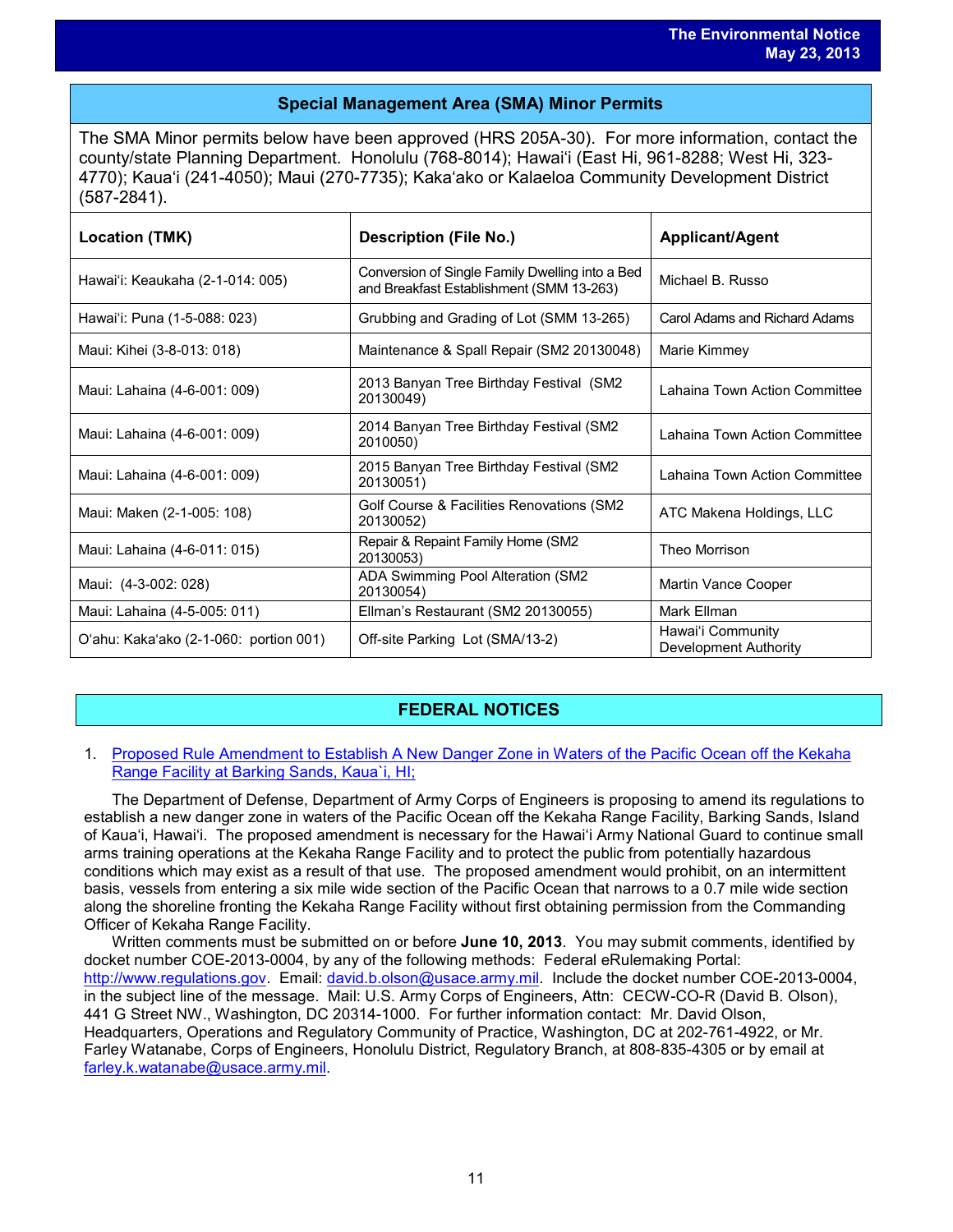## Special Management Area (SMA) Minor Permits

The SMA Minor permits below have been approved (HRS 205A-30). For more information, contact the county/state Planning Department. Honolulu (768-8014); Hawaiʻi (East Hi, 961-8288; West Hi, 323-4770); Kauaʻi (241-4050); Maui (270-7735); Kakaʻako or Kalaeloa Community Development District (587-2841).

| Location (TMK) | Description (File No.) | Applicant/Agent |
|---|---|---|
| Hawaiʻi: Keaukaha (2-1-014: 005) | Conversion of Single Family Dwelling into a Bed and Breakfast Establishment (SMM 13-263) | Michael B. Russo |
| Hawaiʻi: Puna (1-5-088: 023) | Grubbing and Grading of Lot (SMM 13-265) | Carol Adams and Richard Adams |
| Maui: Kihei (3-8-013: 018) | Maintenance & Spall Repair (SM2 20130048) | Marie Kimmey |
| Maui: Lahaina (4-6-001: 009) | 2013 Banyan Tree Birthday Festival (SM2 20130049) | Lahaina Town Action Committee |
| Maui: Lahaina (4-6-001: 009) | 2014 Banyan Tree Birthday Festival (SM2 2010050) | Lahaina Town Action Committee |
| Maui: Lahaina (4-6-001: 009) | 2015 Banyan Tree Birthday Festival (SM2 20130051) | Lahaina Town Action Committee |
| Maui: Maken (2-1-005: 108) | Golf Course & Facilities Renovations (SM2 20130052) | ATC Makena Holdings, LLC |
| Maui: Lahaina (4-6-011: 015) | Repair & Repaint Family Home (SM2 20130053) | Theo Morrison |
| Maui: (4-3-002: 028) | ADA Swimming Pool Alteration (SM2 20130054) | Martin Vance Cooper |
| Maui: Lahaina (4-5-005: 011) | Ellman's Restaurant (SM2 20130055) | Mark Ellman |
| Oʻahu: Kakaʻako (2-1-060: portion 001) | Off-site Parking Lot (SMA/13-2) | Hawaiʻi Community Development Authority |

## FEDERAL NOTICES

1. Proposed Rule Amendment to Establish A New Danger Zone in Waters of the Pacific Ocean off the Kekaha Range Facility at Barking Sands, Kaua`i, HI;

The Department of Defense, Department of Army Corps of Engineers is proposing to amend its regulations to establish a new danger zone in waters of the Pacific Ocean off the Kekaha Range Facility, Barking Sands, Island of Kauaʻi, Hawaiʻi. The proposed amendment is necessary for the Hawaiʻi Army National Guard to continue small arms training operations at the Kekaha Range Facility and to protect the public from potentially hazardous conditions which may exist as a result of that use. The proposed amendment would prohibit, on an intermittent basis, vessels from entering a six mile wide section of the Pacific Ocean that narrows to a 0.7 mile wide section along the shoreline fronting the Kekaha Range Facility without first obtaining permission from the Commanding Officer of Kekaha Range Facility.

Written comments must be submitted on or before **June 10, 2013**. You may submit comments, identified by docket number COE-2013-0004, by any of the following methods: Federal eRulemaking Portal: http://www.regulations.gov. Email: david.b.olson@usace.army.mil. Include the docket number COE-2013-0004, in the subject line of the message. Mail: U.S. Army Corps of Engineers, Attn: CECW-CO-R (David B. Olson), 441 G Street NW., Washington, DC 20314-1000. For further information contact: Mr. David Olson, Headquarters, Operations and Regulatory Community of Practice, Washington, DC at 202-761-4922, or Mr. Farley Watanabe, Corps of Engineers, Honolulu District, Regulatory Branch, at 808-835-4305 or by email at farley.k.watanabe@usace.army.mil.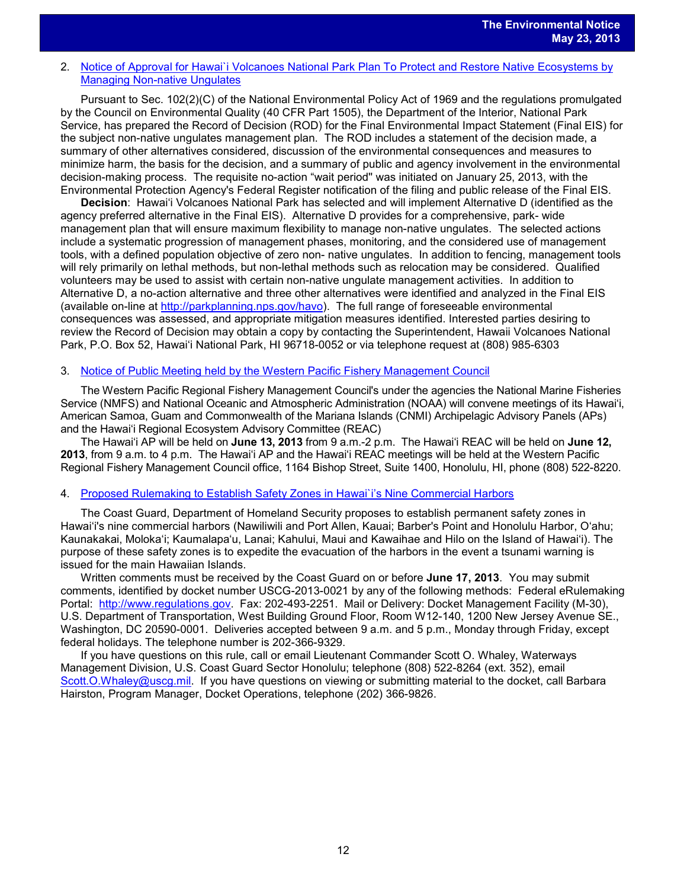2. [Notice of Approval for Hawai`i Volcanoes National Park Plan To Protect and Restore Native Ecosystems by Managing Non-native Ungulates]

Pursuant to Sec. 102(2)(C) of the National Environmental Policy Act of 1969 and the regulations promulgated by the Council on Environmental Quality (40 CFR Part 1505), the Department of the Interior, National Park Service, has prepared the Record of Decision (ROD) for the Final Environmental Impact Statement (Final EIS) for the subject non-native ungulates management plan. The ROD includes a statement of the decision made, a summary of other alternatives considered, discussion of the environmental consequences and measures to minimize harm, the basis for the decision, and a summary of public and agency involvement in the environmental decision-making process. The requisite no-action "wait period" was initiated on January 25, 2013, with the Environmental Protection Agency's Federal Register notification of the filing and public release of the Final EIS.

**Decision**: Hawai'i Volcanoes National Park has selected and will implement Alternative D (identified as the agency preferred alternative in the Final EIS). Alternative D provides for a comprehensive, park- wide management plan that will ensure maximum flexibility to manage non-native ungulates. The selected actions include a systematic progression of management phases, monitoring, and the considered use of management tools, with a defined population objective of zero non- native ungulates. In addition to fencing, management tools will rely primarily on lethal methods, but non-lethal methods such as relocation may be considered. Qualified volunteers may be used to assist with certain non-native ungulate management activities. In addition to Alternative D, a no-action alternative and three other alternatives were identified and analyzed in the Final EIS (available on-line at http://parkplanning.nps.gov/havo). The full range of foreseeable environmental consequences was assessed, and appropriate mitigation measures identified. Interested parties desiring to review the Record of Decision may obtain a copy by contacting the Superintendent, Hawaii Volcanoes National Park, P.O. Box 52, Hawai'i National Park, HI 96718-0052 or via telephone request at (808) 985-6303

3. [Notice of Public Meeting held by the Western Pacific Fishery Management Council]

The Western Pacific Regional Fishery Management Council's under the agencies the National Marine Fisheries Service (NMFS) and National Oceanic and Atmospheric Administration (NOAA) will convene meetings of its Hawai'i, American Samoa, Guam and Commonwealth of the Mariana Islands (CNMI) Archipelagic Advisory Panels (APs) and the Hawai'i Regional Ecosystem Advisory Committee (REAC)

The Hawai'i AP will be held on **June 13, 2013** from 9 a.m.-2 p.m. The Hawai'i REAC will be held on **June 12, 2013**, from 9 a.m. to 4 p.m. The Hawai'i AP and the Hawai'i REAC meetings will be held at the Western Pacific Regional Fishery Management Council office, 1164 Bishop Street, Suite 1400, Honolulu, HI, phone (808) 522-8220.

4. [Proposed Rulemaking to Establish Safety Zones in Hawai`i's Nine Commercial Harbors]

The Coast Guard, Department of Homeland Security proposes to establish permanent safety zones in Hawai'i's nine commercial harbors (Nawiliwili and Port Allen, Kauai; Barber's Point and Honolulu Harbor, O'ahu; Kaunakakai, Moloka'i; Kaumalapa'u, Lanai; Kahului, Maui and Kawaihae and Hilo on the Island of Hawai'i). The purpose of these safety zones is to expedite the evacuation of the harbors in the event a tsunami warning is issued for the main Hawaiian Islands.

Written comments must be received by the Coast Guard on or before **June 17, 2013**. You may submit comments, identified by docket number USCG-2013-0021 by any of the following methods: Federal eRulemaking Portal: http://www.regulations.gov. Fax: 202-493-2251. Mail or Delivery: Docket Management Facility (M-30), U.S. Department of Transportation, West Building Ground Floor, Room W12-140, 1200 New Jersey Avenue SE., Washington, DC 20590-0001. Deliveries accepted between 9 a.m. and 5 p.m., Monday through Friday, except federal holidays. The telephone number is 202-366-9329.

If you have questions on this rule, call or email Lieutenant Commander Scott O. Whaley, Waterways Management Division, U.S. Coast Guard Sector Honolulu; telephone (808) 522-8264 (ext. 352), email Scott.O.Whaley@uscg.mil. If you have questions on viewing or submitting material to the docket, call Barbara Hairston, Program Manager, Docket Operations, telephone (202) 366-9826.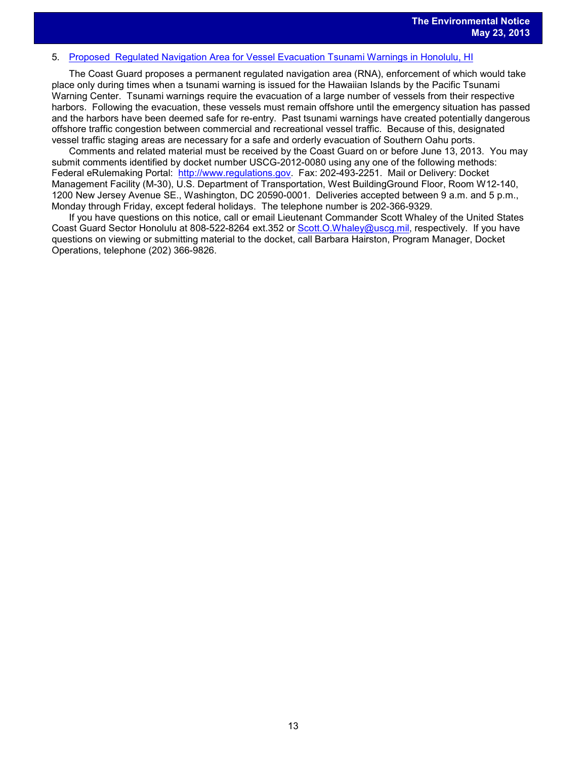5. [Proposed  Regulated Navigation Area for Vessel Evacuation Tsunami Warnings in Honolulu, HI](#)

The Coast Guard proposes a permanent regulated navigation area (RNA), enforcement of which would take place only during times when a tsunami warning is issued for the Hawaiian Islands by the Pacific Tsunami Warning Center.  Tsunami warnings require the evacuation of a large number of vessels from their respective harbors.  Following the evacuation, these vessels must remain offshore until the emergency situation has passed and the harbors have been deemed safe for re-entry.  Past tsunami warnings have created potentially dangerous offshore traffic congestion between commercial and recreational vessel traffic.  Because of this, designated vessel traffic staging areas are necessary for a safe and orderly evacuation of Southern Oahu ports.

Comments and related material must be received by the Coast Guard on or before June 13, 2013.  You may submit comments identified by docket number USCG-2012-0080 using any one of the following methods: Federal eRulemaking Portal:  [http://www.regulations.gov](http://www.regulations.gov).  Fax: 202-493-2251.  Mail or Delivery: Docket Management Facility (M-30), U.S. Department of Transportation, West BuildingGround Floor, Room W12-140, 1200 New Jersey Avenue SE., Washington, DC 20590-0001.  Deliveries accepted between 9 a.m. and 5 p.m., Monday through Friday, except federal holidays.  The telephone number is 202-366-9329.

If you have questions on this notice, call or email Lieutenant Commander Scott Whaley of the United States Coast Guard Sector Honolulu at 808-522-8264 ext.352 or [Scott.O.Whaley@uscg.mil](mailto:Scott.O.Whaley@uscg.mil), respectively.  If you have questions on viewing or submitting material to the docket, call Barbara Hairston, Program Manager, Docket Operations, telephone (202) 366-9826.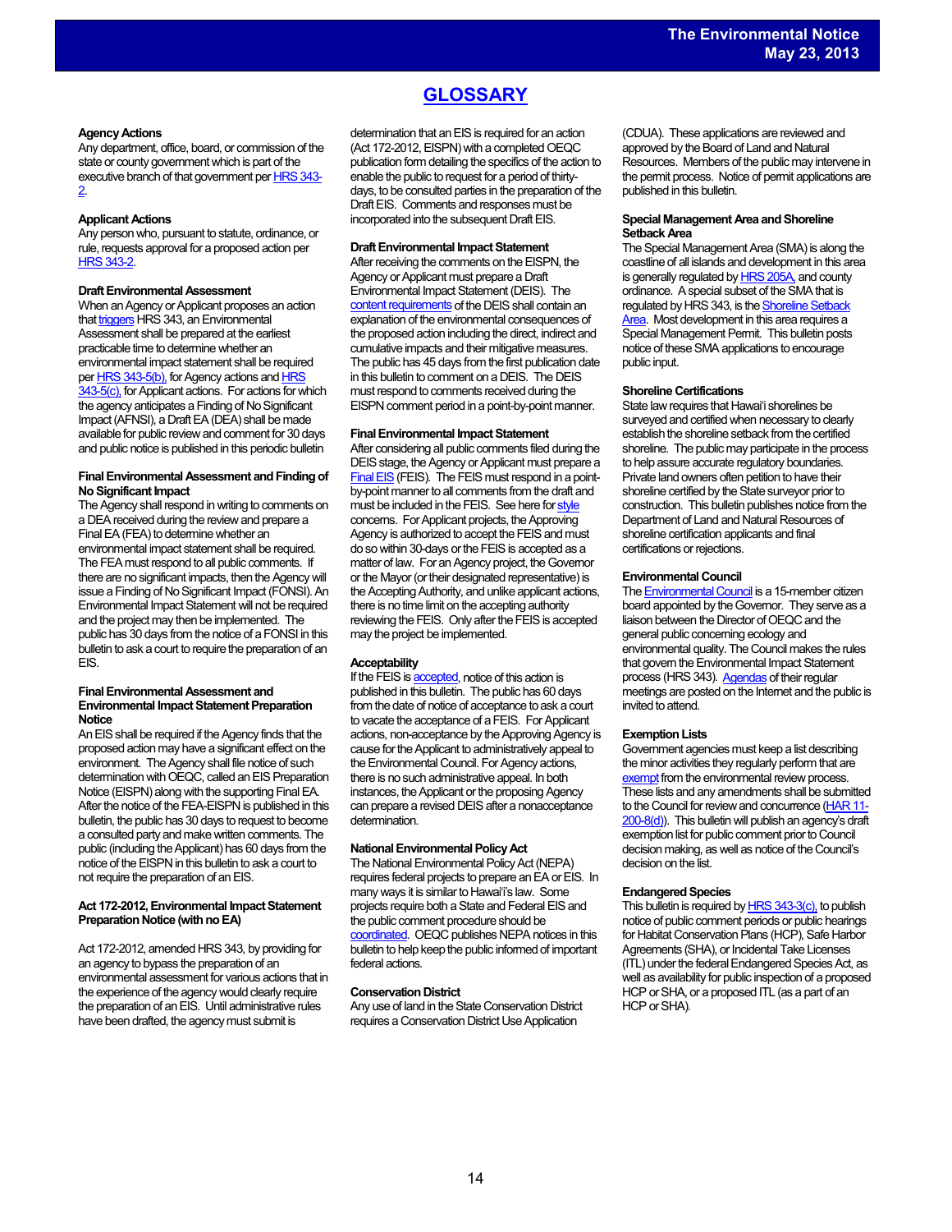# GLOSSARY

### Agency Actions

Any department, office, board, or commission of the state or county government which is part of the executive branch of that government per HRS 343-2.

### Applicant Actions

Any person who, pursuant to statute, ordinance, or rule, requests approval for a proposed action per HRS 343-2.

### Draft Environmental Assessment

When an Agency or Applicant proposes an action that triggers HRS 343, an Environmental Assessment shall be prepared at the earliest practicable time to determine whether an environmental impact statement shall be required per HRS 343-5(b), for Agency actions and HRS 343-5(c), for Applicant actions. For actions for which the agency anticipates a Finding of No Significant Impact (AFNSI), a Draft EA (DEA) shall be made available for public review and comment for 30 days and public notice is published in this periodic bulletin

### Final Environmental Assessment and Finding of No Significant Impact

The Agency shall respond in writing to comments on a DEA received during the review and prepare a Final EA (FEA) to determine whether an environmental impact statement shall be required. The FEA must respond to all public comments. If there are no significant impacts, then the Agency will issue a Finding of No Significant Impact (FONSI). An Environmental Impact Statement will not be required and the project may then be implemented. The public has 30 days from the notice of a FONSI in this bulletin to ask a court to require the preparation of an EIS.

### Final Environmental Assessment and Environmental Impact Statement Preparation Notice

An EIS shall be required if the Agency finds that the proposed action may have a significant effect on the environment. The Agency shall file notice of such determination with OEQC, called an EIS Preparation Notice (EISPN) along with the supporting Final EA. After the notice of the FEA-EISPN is published in this bulletin, the public has 30 days to request to become a consulted party and make written comments. The public (including the Applicant) has 60 days from the notice of the EISPN in this bulletin to ask a court to not require the preparation of an EIS.

### Act 172-2012, Environmental Impact Statement Preparation Notice (with no EA)

Act 172-2012, amended HRS 343, by providing for an agency to bypass the preparation of an environmental assessment for various actions that in the experience of the agency would clearly require the preparation of an EIS. Until administrative rules have been drafted, the agency must submit is determination that an EIS is required for an action (Act 172-2012, EISPN) with a completed OEQC publication form detailing the specifics of the action to enable the public to request for a period of thirty-days, to be consulted parties in the preparation of the Draft EIS. Comments and responses must be incorporated into the subsequent Draft EIS.

### Draft Environmental Impact Statement

After receiving the comments on the EISPN, the Agency or Applicant must prepare a Draft Environmental Impact Statement (DEIS). The content requirements of the DEIS shall contain an explanation of the environmental consequences of the proposed action including the direct, indirect and cumulative impacts and their mitigative measures. The public has 45 days from the first publication date in this bulletin to comment on a DEIS. The DEIS must respond to comments received during the EISPN comment period in a point-by-point manner.

### Final Environmental Impact Statement

After considering all public comments filed during the DEIS stage, the Agency or Applicant must prepare a Final EIS (FEIS). The FEIS must respond in a point-by-point manner to all comments from the draft and must be included in the FEIS. See here for style concerns. For Applicant projects, the Approving Agency is authorized to accept the FEIS and must do so within 30-days or the FEIS is accepted as a matter of law. For an Agency project, the Governor or the Mayor (or their designated representative) is the Accepting Authority, and unlike applicant actions, there is no time limit on the accepting authority reviewing the FEIS. Only after the FEIS is accepted may the project be implemented.

### Acceptability

If the FEIS is accepted, notice of this action is published in this bulletin. The public has 60 days from the date of notice of acceptance to ask a court to vacate the acceptance of a FEIS. For Applicant actions, non-acceptance by the Approving Agency is cause for the Applicant to administratively appeal to the Environmental Council. For Agency actions, there is no such administrative appeal. In both instances, the Applicant or the proposing Agency can prepare a revised DEIS after a nonacceptance determination.

### National Environmental Policy Act

The National Environmental Policy Act (NEPA) requires federal projects to prepare an EA or EIS. In many ways it is similar to Hawai'i's law. Some projects require both a State and Federal EIS and the public comment procedure should be coordinated. OEQC publishes NEPA notices in this bulletin to help keep the public informed of important federal actions.

### Conservation District

Any use of land in the State Conservation District requires a Conservation District Use Application (CDUA). These applications are reviewed and approved by the Board of Land and Natural Resources. Members of the public may intervene in the permit process. Notice of permit applications are published in this bulletin.

### Special Management Area and Shoreline Setback Area

The Special Management Area (SMA) is along the coastline of all islands and development in this area is generally regulated by HRS 205A, and county ordinance. A special subset of the SMA that is regulated by HRS 343, is the Shoreline Setback Area. Most development in this area requires a Special Management Permit. This bulletin posts notice of these SMA applications to encourage public input.

### Shoreline Certifications

State law requires that Hawai'i shorelines be surveyed and certified when necessary to clearly establish the shoreline setback from the certified shoreline. The public may participate in the process to help assure accurate regulatory boundaries. Private land owners often petition to have their shoreline certified by the State surveyor prior to construction. This bulletin publishes notice from the Department of Land and Natural Resources of shoreline certification applicants and final certifications or rejections.

### Environmental Council

The Environmental Council is a 15-member citizen board appointed by the Governor. They serve as a liaison between the Director of OEQC and the general public concerning ecology and environmental quality. The Council makes the rules that govern the Environmental Impact Statement process (HRS 343). Agendas of their regular meetings are posted on the Internet and the public is invited to attend.

### Exemption Lists

Government agencies must keep a list describing the minor activities they regularly perform that are exempt from the environmental review process. These lists and any amendments shall be submitted to the Council for review and concurrence (HAR 11-200-8(d)). This bulletin will publish an agency's draft exemption list for public comment prior to Council decision making, as well as notice of the Council's decision on the list.

### Endangered Species

This bulletin is required by HRS 343-3(c), to publish notice of public comment periods or public hearings for Habitat Conservation Plans (HCP), Safe Harbor Agreements (SHA), or Incidental Take Licenses (ITL) under the federal Endangered Species Act, as well as availability for public inspection of a proposed HCP or SHA, or a proposed ITL (as a part of an HCP or SHA).